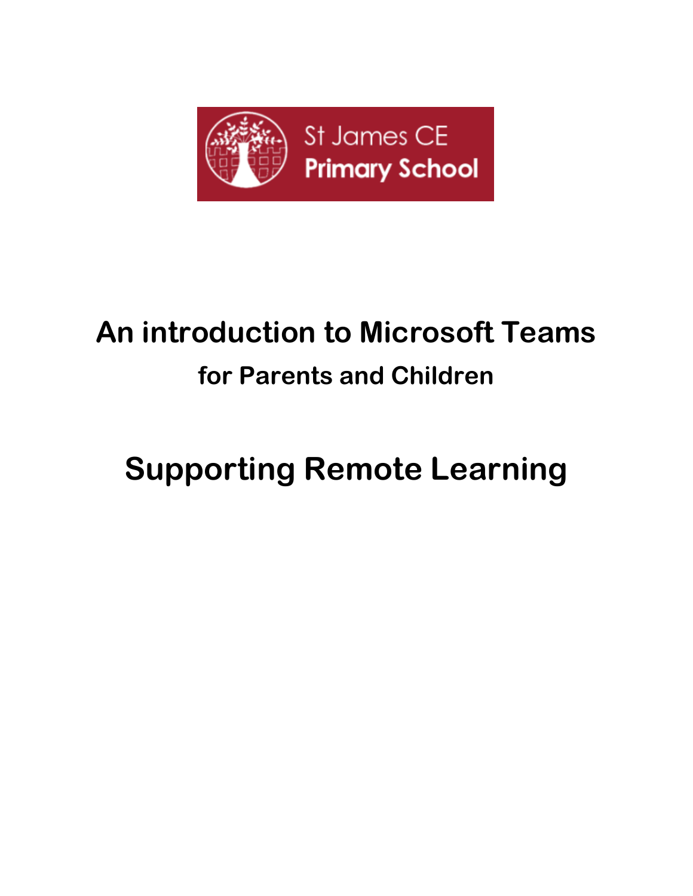St James CE
**Primary School**

# An introduction to Microsoft Teams

## for Parents and Children

# Supporting Remote Learning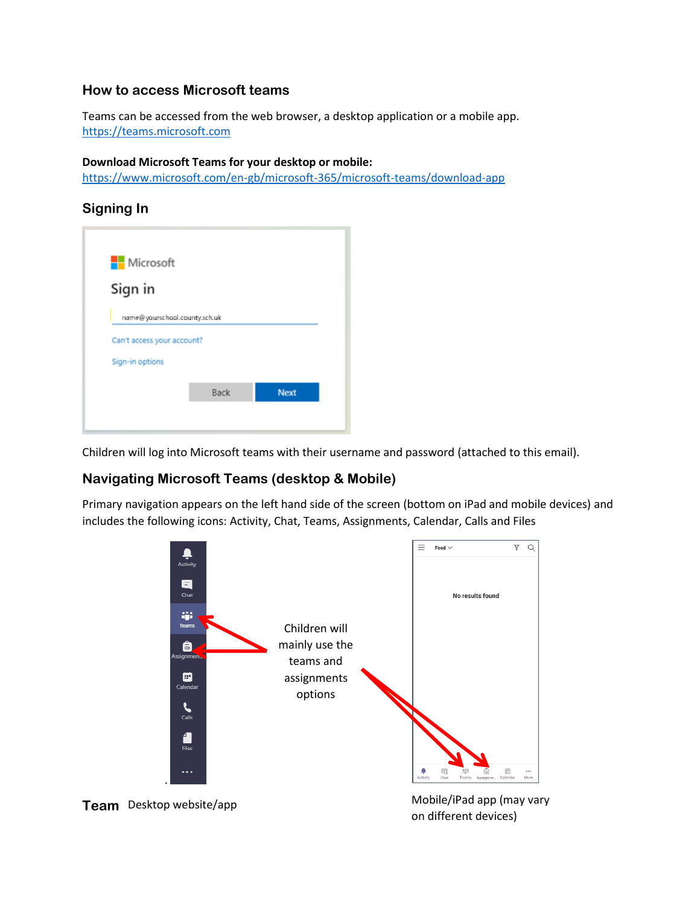## How to access Microsoft teams

Teams can be accessed from the web browser, a desktop application or a mobile app.
https://teams.microsoft.com

**Download Microsoft Teams for your desktop or mobile:**
https://www.microsoft.com/en-gb/microsoft-365/microsoft-teams/download-app

## Signing In

Children will log into Microsoft teams with their username and password (attached to this email).

## Navigating Microsoft Teams (desktop & Mobile)

Primary navigation appears on the left hand side of the screen (bottom on iPad and mobile devices) and includes the following icons: Activity, Chat, Teams, Assignments, Calendar, Calls and Files

Children will mainly use the teams and assignments options

**Team** Desktop website/app

Mobile/iPad app (may vary on different devices)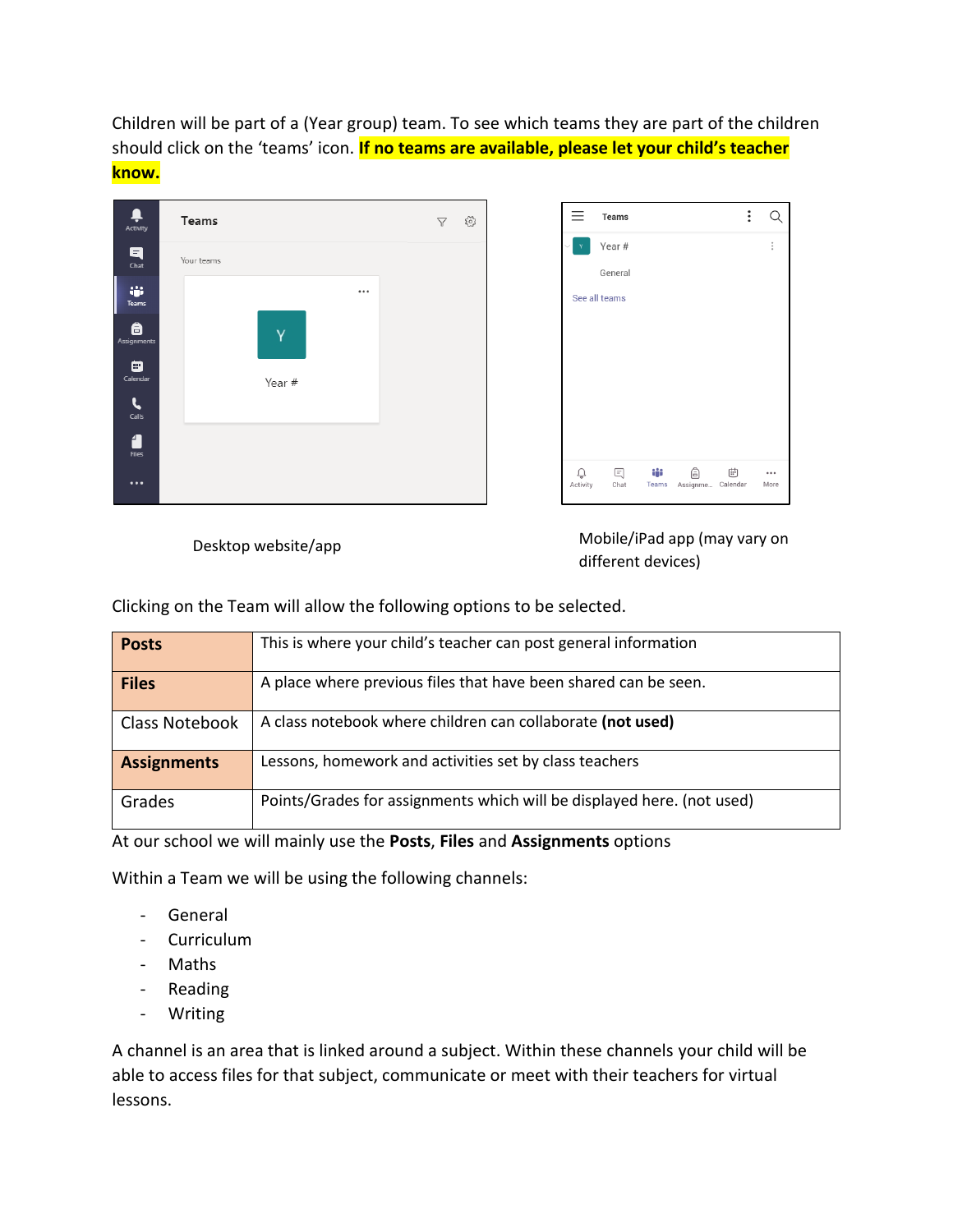Children will be part of a (Year group) team. To see which teams they are part of the children should click on the 'teams' icon. **If no teams are available, please let your child's teacher know.**

Desktop website/app

Mobile/iPad app (may vary on different devices)

Clicking on the Team will allow the following options to be selected.

| | |
|---|---|
| **Posts** | This is where your child's teacher can post general information |
| **Files** | A place where previous files that have been shared can be seen. |
| Class Notebook | A class notebook where children can collaborate **(not used)** |
| **Assignments** | Lessons, homework and activities set by class teachers |
| Grades | Points/Grades for assignments which will be displayed here. (not used) |

At our school we will mainly use the **Posts**, **Files** and **Assignments** options

Within a Team we will be using the following channels:

- General
- Curriculum
- Maths
- Reading
- Writing

A channel is an area that is linked around a subject. Within these channels your child will be able to access files for that subject, communicate or meet with their teachers for virtual lessons.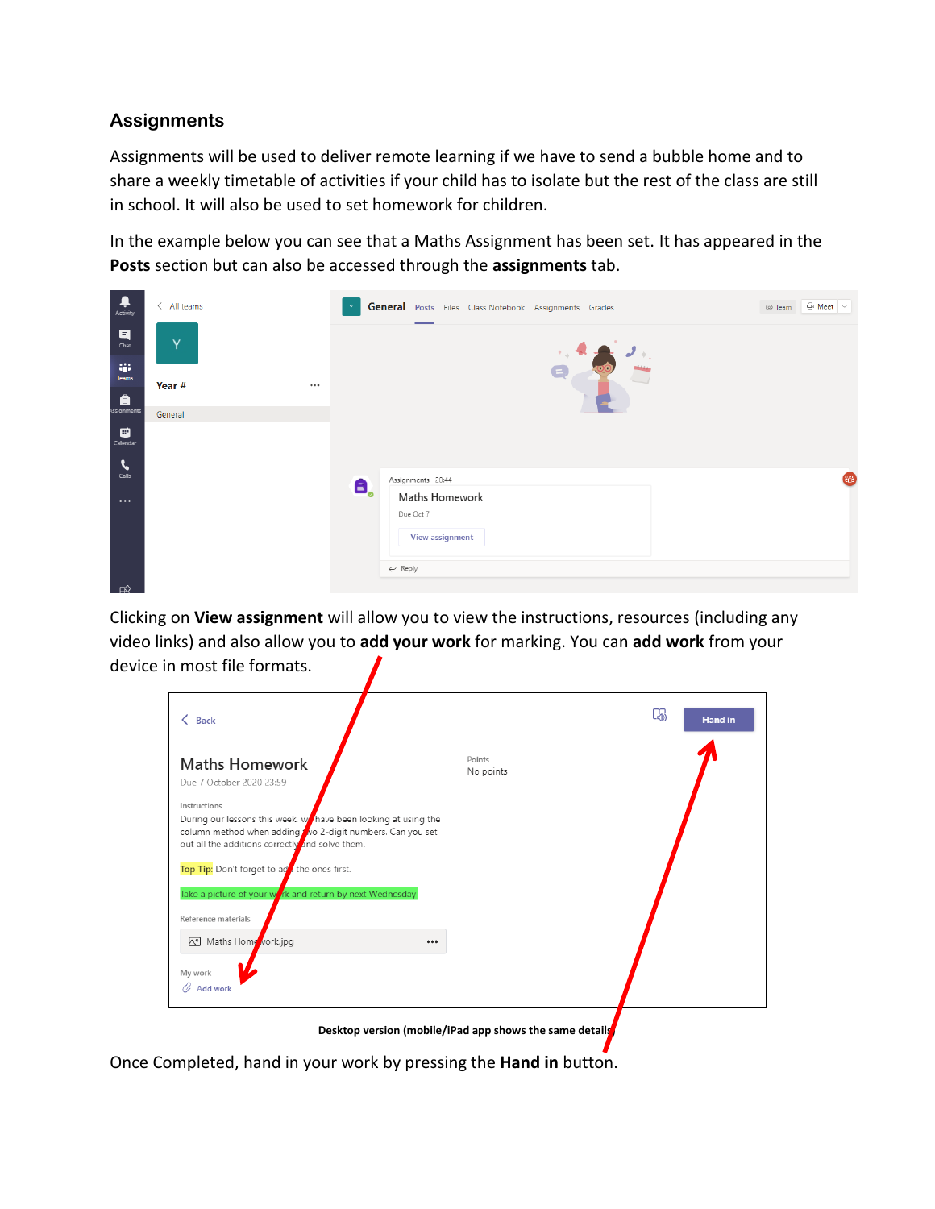## Assignments

Assignments will be used to deliver remote learning if we have to send a bubble home and to share a weekly timetable of activities if your child has to isolate but the rest of the class are still in school. It will also be used to set homework for children.

In the example below you can see that a Maths Assignment has been set. It has appeared in the **Posts** section but can also be accessed through the **assignments** tab.

Clicking on **View assignment** will allow you to view the instructions, resources (including any video links) and also allow you to **add your work** for marking. You can **add work** from your device in most file formats.

**Desktop version (mobile/iPad app shows the same details)**

Once Completed, hand in your work by pressing the **Hand in** button.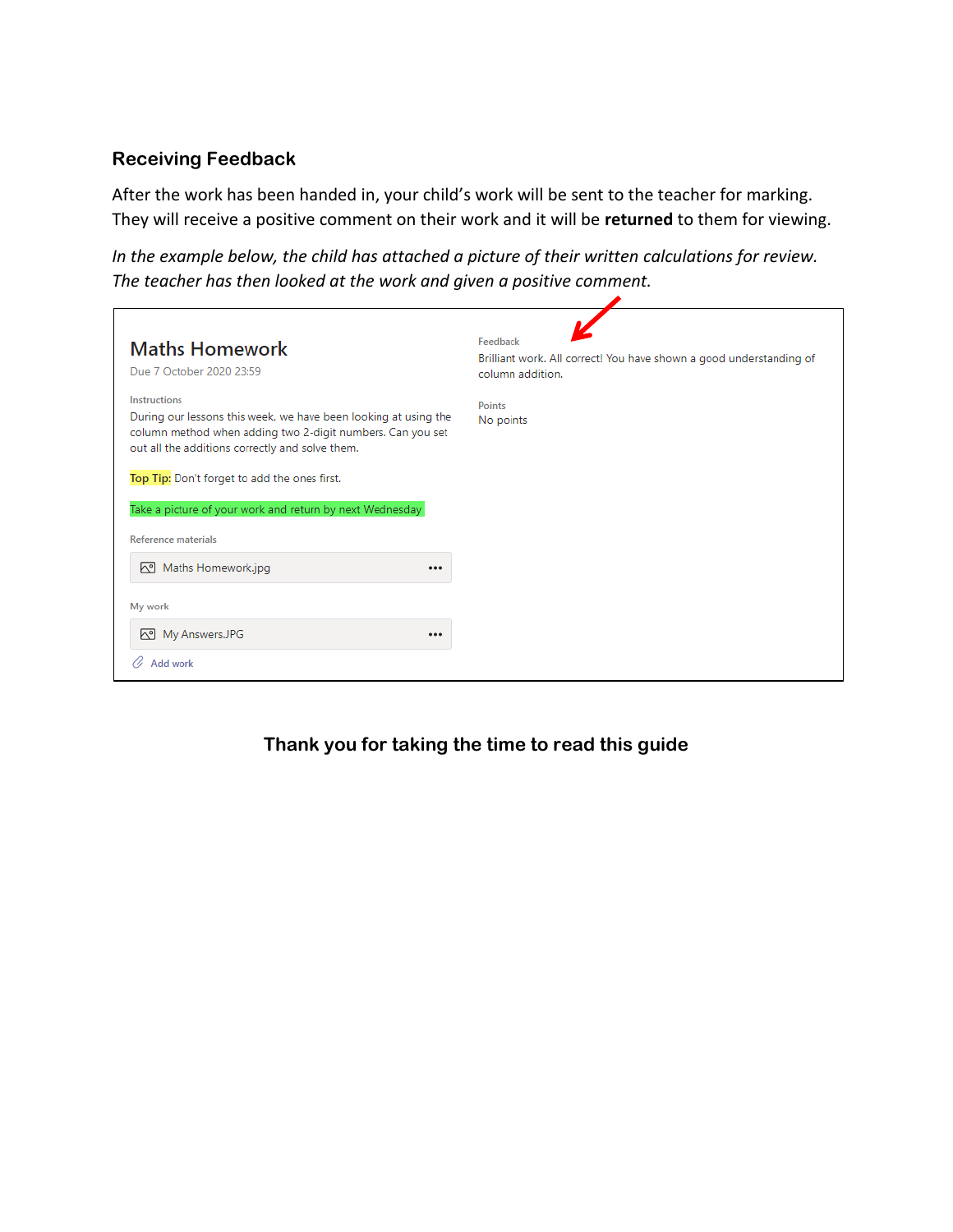### Receiving Feedback

After the work has been handed in, your child's work will be sent to the teacher for marking. They will receive a positive comment on their work and it will be **returned** to them for viewing.

*In the example below, the child has attached a picture of their written calculations for review. The teacher has then looked at the work and given a positive comment.*

Maths Homework

Due 7 October 2020 23:59

Instructions

During our lessons this week, we have been looking at using the column method when adding two 2-digit numbers. Can you set out all the additions correctly and solve them.

Top Tip: Don't forget to add the ones first.

Take a picture of your work and return by next Wednesday

Reference materials

Maths Homework.jpg

My work

My Answers.JPG

Add work

Feedback

Brilliant work. All correct! You have shown a good understanding of column addition.

Points

No points

**Thank you for taking the time to read this guide**